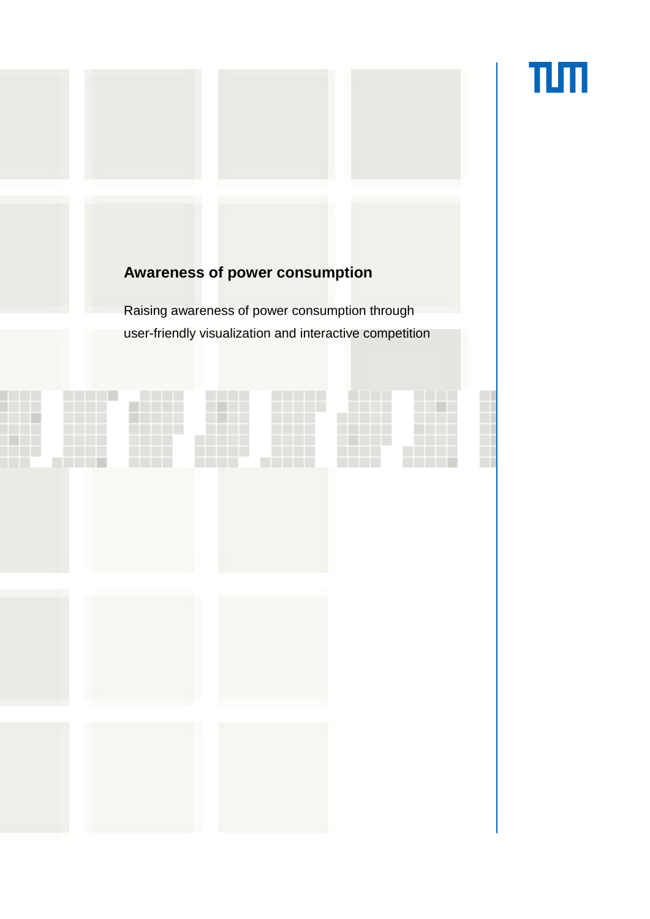# Awareness of power consumption

Raising awareness of power consumption through user-friendly visualization and interactive competition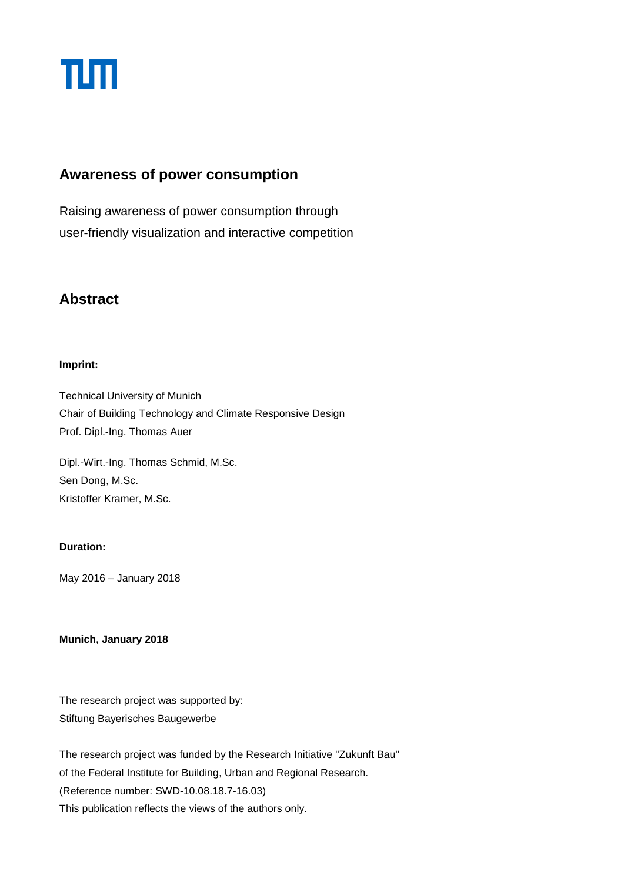## Awareness of power consumption

Raising awareness of power consumption through
user-friendly visualization and interactive competition

## Abstract

**Imprint:**

Technical University of Munich
Chair of Building Technology and Climate Responsive Design
Prof. Dipl.-Ing. Thomas Auer

Dipl.-Wirt.-Ing. Thomas Schmid, M.Sc.
Sen Dong, M.Sc.
Kristoffer Kramer, M.Sc.

**Duration:**

May 2016 – January 2018

**Munich, January 2018**

The research project was supported by:
Stiftung Bayerisches Baugewerbe

The research project was funded by the Research Initiative "Zukunft Bau"
of the Federal Institute for Building, Urban and Regional Research.
(Reference number: SWD-10.08.18.7-16.03)
This publication reflects the views of the authors only.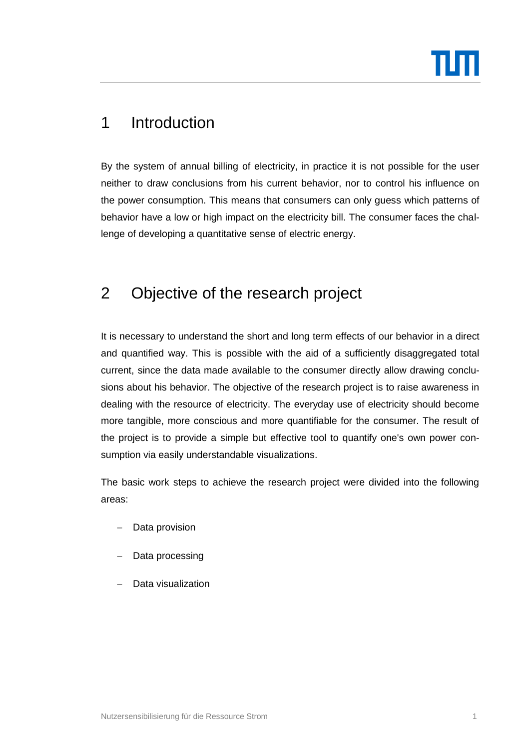# 1 Introduction

By the system of annual billing of electricity, in practice it is not possible for the user neither to draw conclusions from his current behavior, nor to control his influence on the power consumption. This means that consumers can only guess which patterns of behavior have a low or high impact on the electricity bill. The consumer faces the challenge of developing a quantitative sense of electric energy.

# 2 Objective of the research project

It is necessary to understand the short and long term effects of our behavior in a direct and quantified way. This is possible with the aid of a sufficiently disaggregated total current, since the data made available to the consumer directly allow drawing conclusions about his behavior. The objective of the research project is to raise awareness in dealing with the resource of electricity. The everyday use of electricity should become more tangible, more conscious and more quantifiable for the consumer. The result of the project is to provide a simple but effective tool to quantify one's own power consumption via easily understandable visualizations.

The basic work steps to achieve the research project were divided into the following areas:

- Data provision
- Data processing
- Data visualization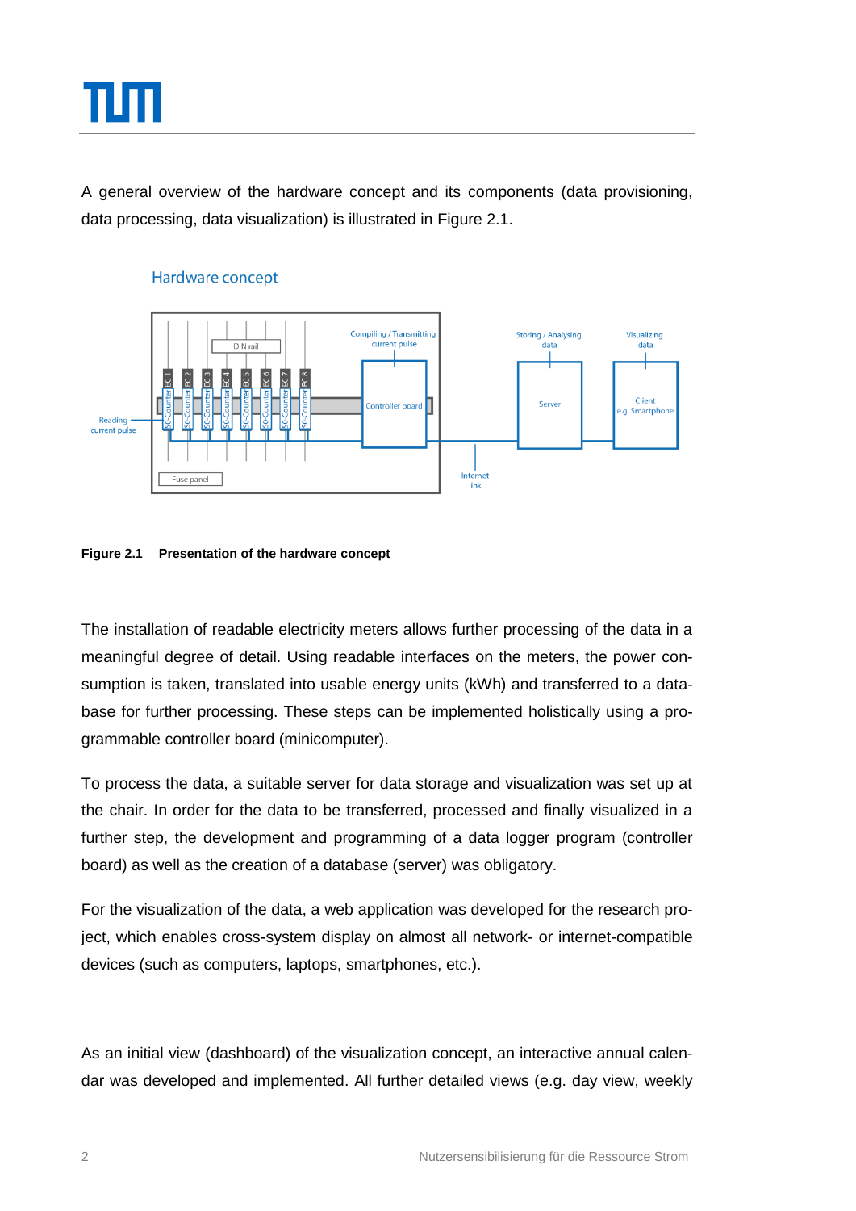A general overview of the hardware concept and its components (data provisioning, data processing, data visualization) is illustrated in Figure 2.1.

**Figure 2.1 Presentation of the hardware concept**

The installation of readable electricity meters allows further processing of the data in a meaningful degree of detail. Using readable interfaces on the meters, the power consumption is taken, translated into usable energy units (kWh) and transferred to a database for further processing. These steps can be implemented holistically using a programmable controller board (minicomputer).

To process the data, a suitable server for data storage and visualization was set up at the chair. In order for the data to be transferred, processed and finally visualized in a further step, the development and programming of a data logger program (controller board) as well as the creation of a database (server) was obligatory.

For the visualization of the data, a web application was developed for the research project, which enables cross-system display on almost all network- or internet-compatible devices (such as computers, laptops, smartphones, etc.).

As an initial view (dashboard) of the visualization concept, an interactive annual calendar was developed and implemented. All further detailed views (e.g. day view, weekly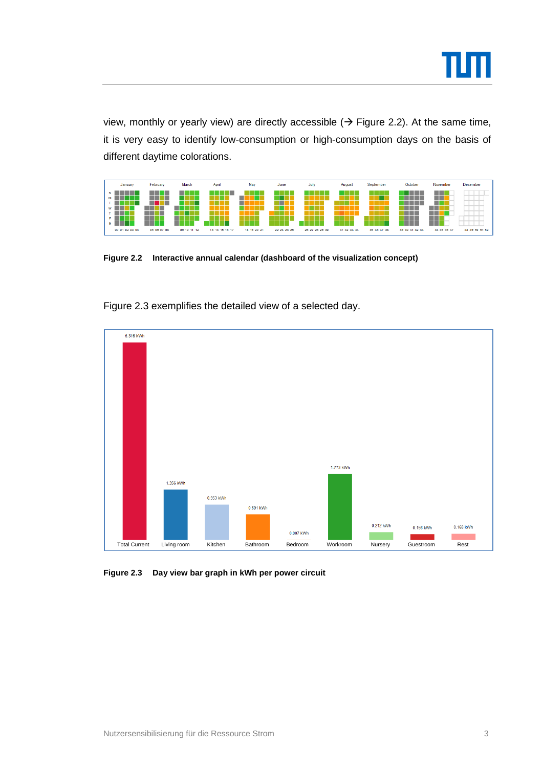view, monthly or yearly view) are directly accessible (→ Figure 2.2). At the same time, it is very easy to identify low-consumption or high-consumption days on the basis of different daytime colorations.

**Figure 2.2 Interactive annual calendar (dashboard of the visualization concept)**

Figure 2.3 exemplifies the detailed view of a selected day.

**Figure 2.3 Day view bar graph in kWh per power circuit**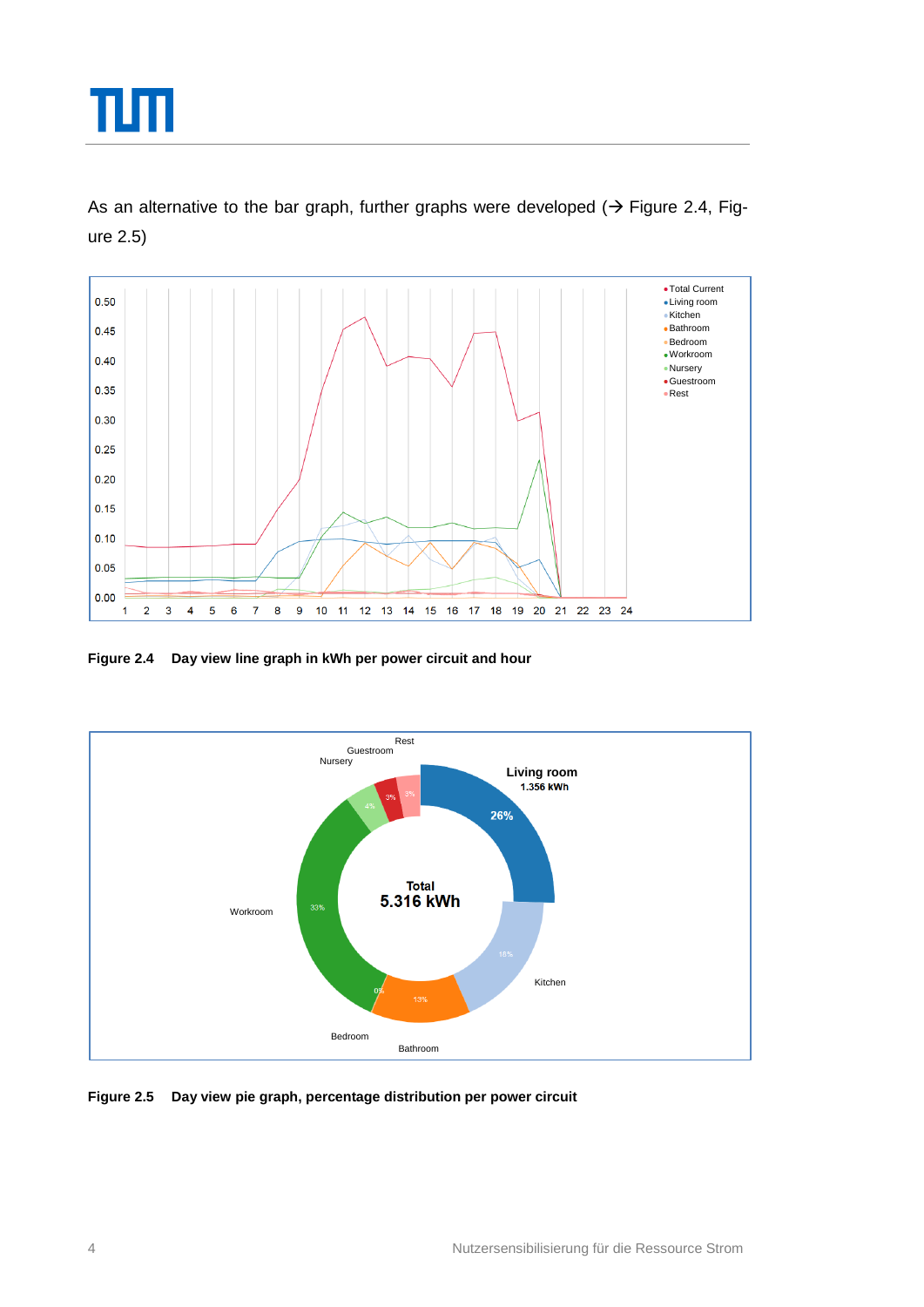As an alternative to the bar graph, further graphs were developed (→ Figure 2.4, Figure 2.5)

**Figure 2.4 Day view line graph in kWh per power circuit and hour**

**Figure 2.5 Day view pie graph, percentage distribution per power circuit**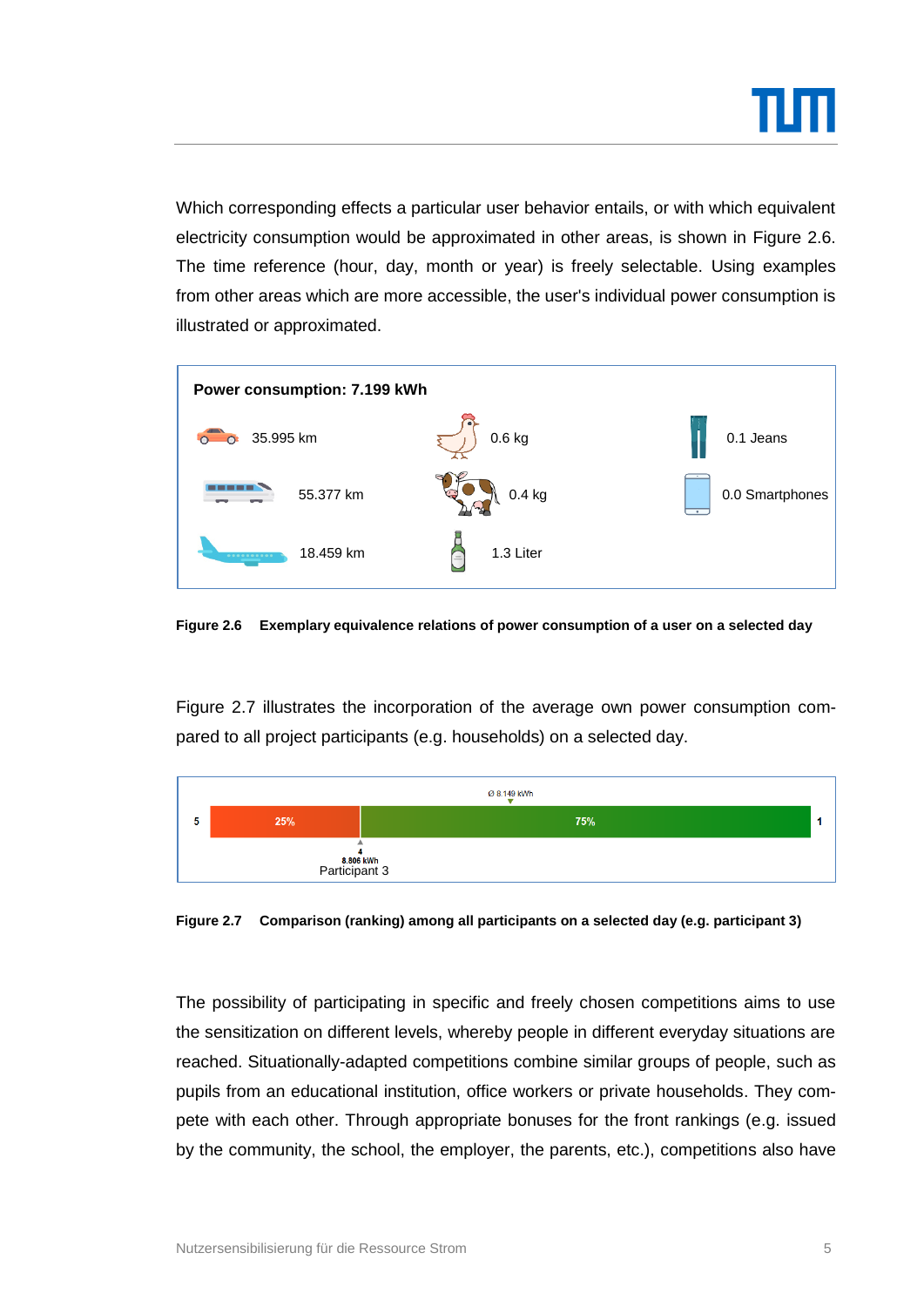Which corresponding effects a particular user behavior entails, or with which equivalent electricity consumption would be approximated in other areas, is shown in Figure 2.6. The time reference (hour, day, month or year) is freely selectable. Using examples from other areas which are more accessible, the user's individual power consumption is illustrated or approximated.

**Power consumption: 7.199 kWh**

| | | |
|---|---|---|
| 35.995 km | 0.6 kg | 0.1 Jeans |
| 55.377 km | 0.4 kg | 0.0 Smartphones |
| 18.459 km | 1.3 Liter | |

**Figure 2.6 Exemplary equivalence relations of power consumption of a user on a selected day**

Figure 2.7 illustrates the incorporation of the average own power consumption compared to all project participants (e.g. households) on a selected day.

Ø 8.149 kWh

5 | 25% | 75% | 1

4
8.806 kWh
Participant 3

**Figure 2.7 Comparison (ranking) among all participants on a selected day (e.g. participant 3)**

The possibility of participating in specific and freely chosen competitions aims to use the sensitization on different levels, whereby people in different everyday situations are reached. Situationally-adapted competitions combine similar groups of people, such as pupils from an educational institution, office workers or private households. They compete with each other. Through appropriate bonuses for the front rankings (e.g. issued by the community, the school, the employer, the parents, etc.), competitions also have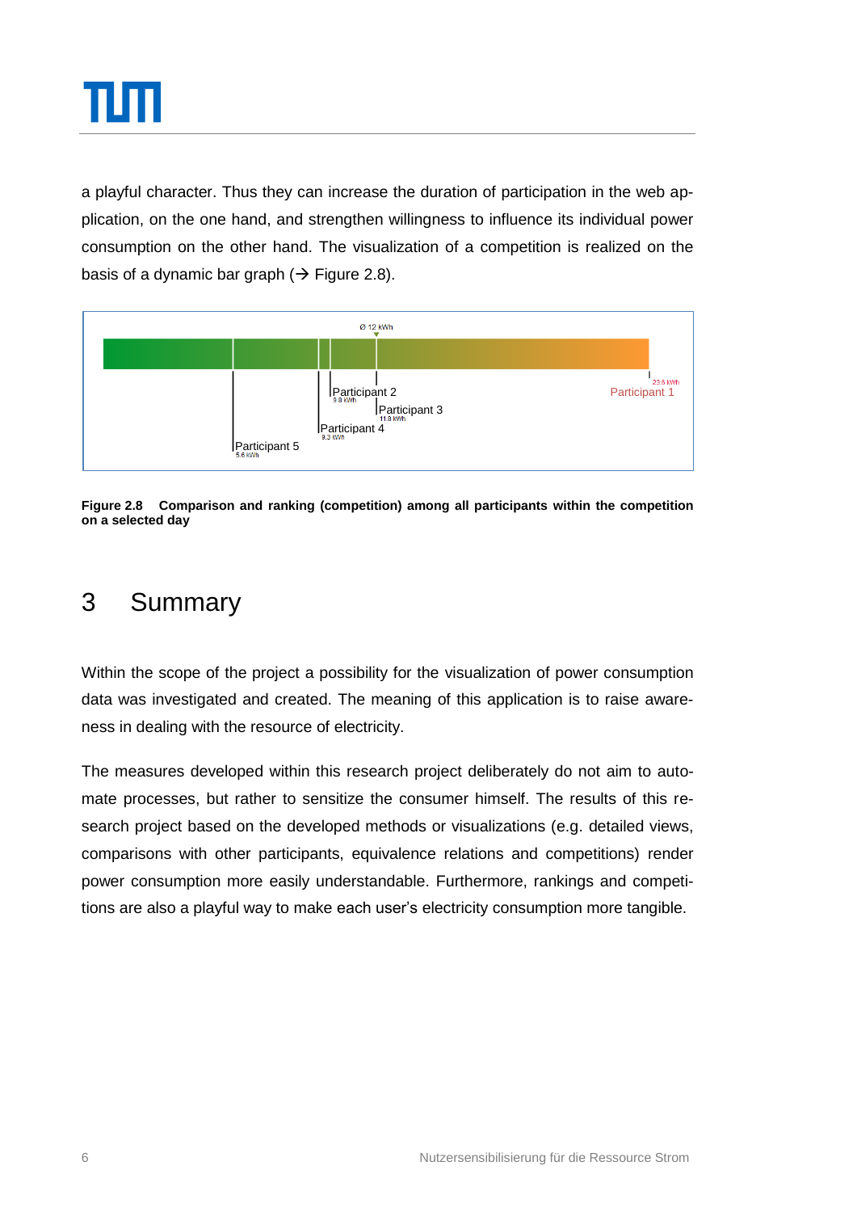a playful character. Thus they can increase the duration of participation in the web application, on the one hand, and strengthen willingness to influence its individual power consumption on the other hand. The visualization of a competition is realized on the basis of a dynamic bar graph (→ Figure 2.8).

**Figure 2.8 Comparison and ranking (competition) among all participants within the competition on a selected day**

# 3 Summary

Within the scope of the project a possibility for the visualization of power consumption data was investigated and created. The meaning of this application is to raise awareness in dealing with the resource of electricity.

The measures developed within this research project deliberately do not aim to automate processes, but rather to sensitize the consumer himself. The results of this research project based on the developed methods or visualizations (e.g. detailed views, comparisons with other participants, equivalence relations and competitions) render power consumption more easily understandable. Furthermore, rankings and competitions are also a playful way to make each user's electricity consumption more tangible.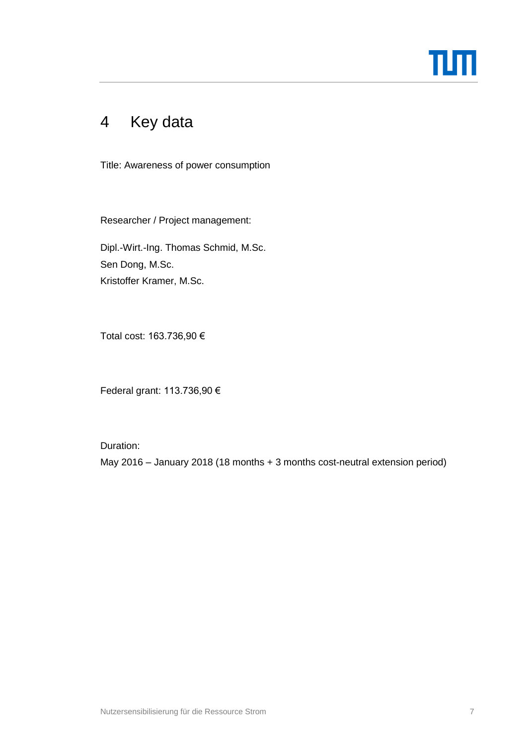# 4 Key data

Title: Awareness of power consumption

Researcher / Project management:

Dipl.-Wirt.-Ing. Thomas Schmid, M.Sc.
Sen Dong, M.Sc.
Kristoffer Kramer, M.Sc.

Total cost: 163.736,90 €

Federal grant: 113.736,90 €

Duration:
May 2016 – January 2018 (18 months + 3 months cost-neutral extension period)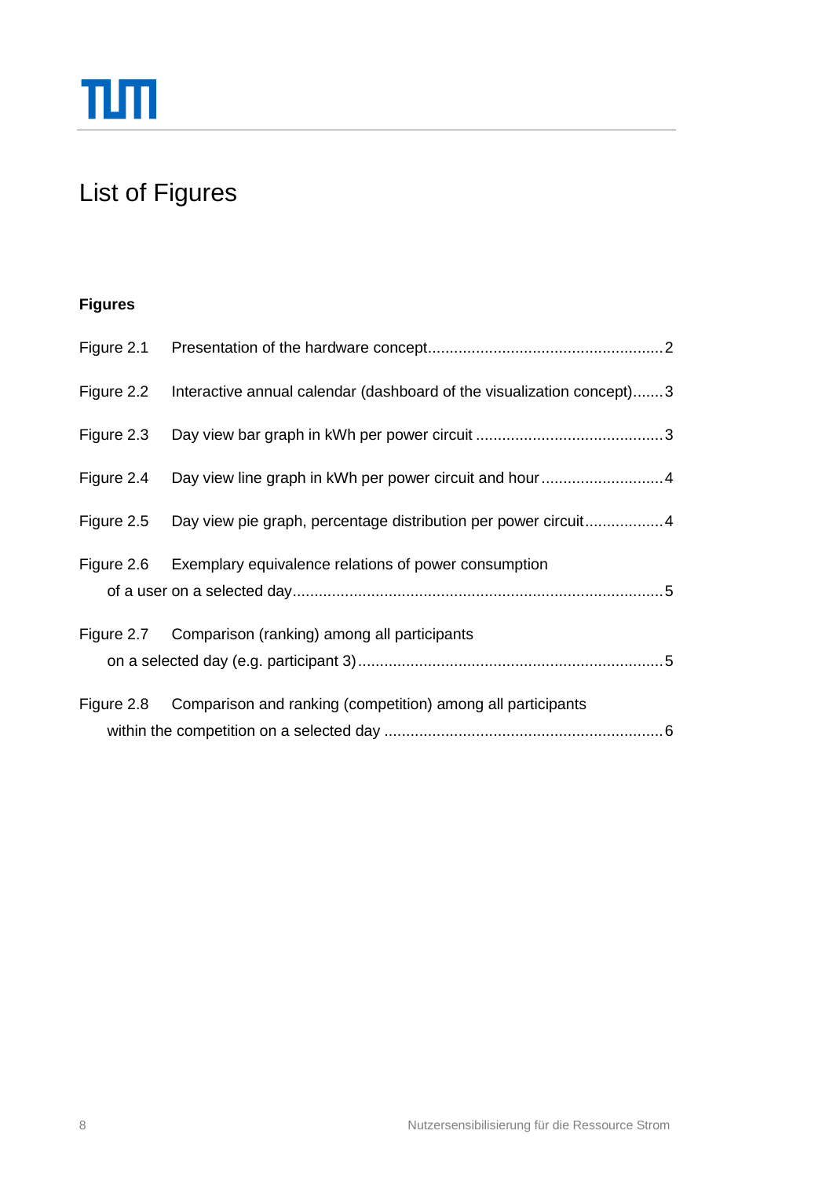# List of Figures

**Figures**

Figure 2.1 Presentation of the hardware concept......................................................2

Figure 2.2 Interactive annual calendar (dashboard of the visualization concept).......3

Figure 2.3 Day view bar graph in kWh per power circuit ...........................................3

Figure 2.4 Day view line graph in kWh per power circuit and hour ............................4

Figure 2.5 Day view pie graph, percentage distribution per power circuit..................4

Figure 2.6 Exemplary equivalence relations of power consumption of a user on a selected day.....................................................................................5

Figure 2.7 Comparison (ranking) among all participants on a selected day (e.g. participant 3).....................................................................5

Figure 2.8 Comparison and ranking (competition) among all participants within the competition on a selected day ...............................................................6